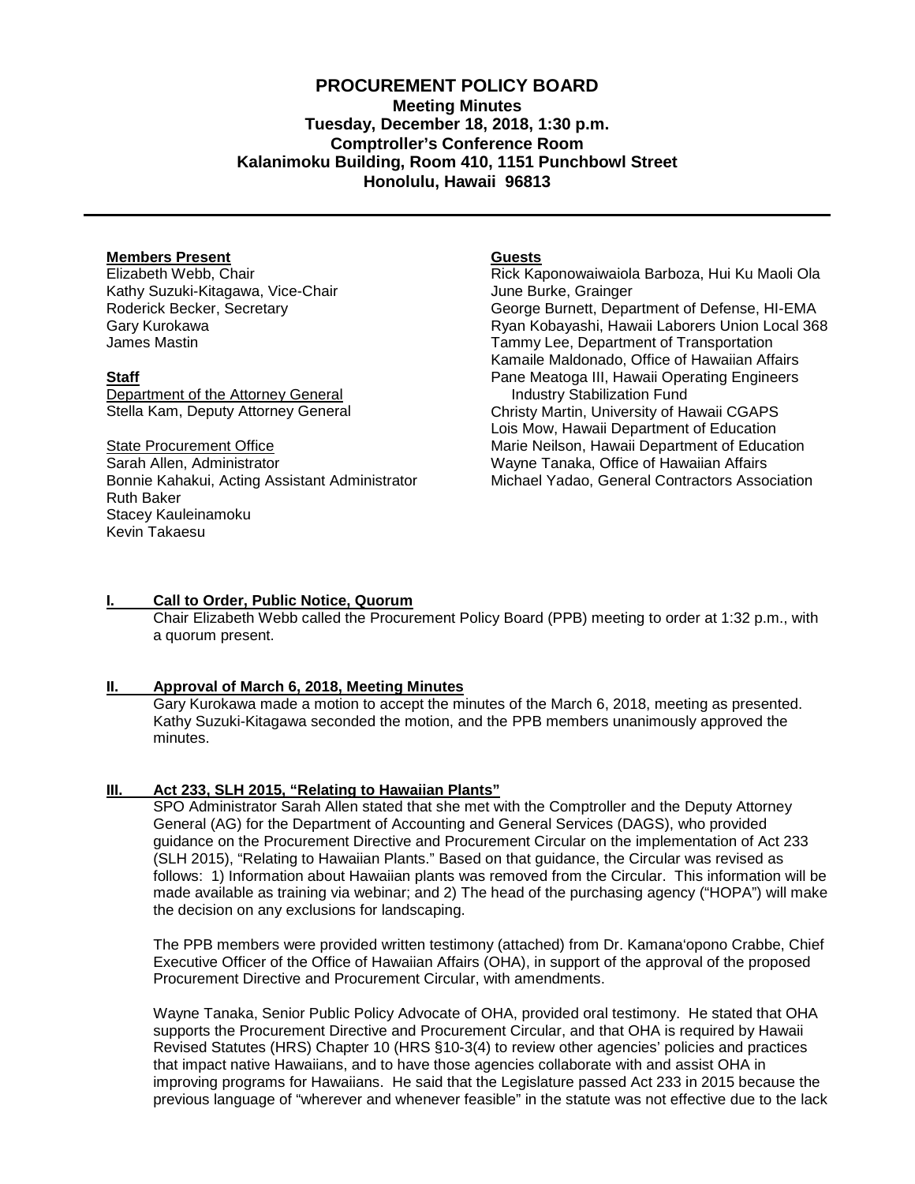# PROCUREMENT POLICY BOARD

**Meeting Minutes**
**Tuesday, December 18, 2018, 1:30 p.m.**
**Comptroller's Conference Room**
**Kalanimoku Building, Room 410, 1151 Punchbowl Street**
**Honolulu, Hawaii 96813**

---

**Members Present**
Elizabeth Webb, Chair
Kathy Suzuki-Kitagawa, Vice-Chair
Roderick Becker, Secretary
Gary Kurokawa
James Mastin

**Staff**
Department of the Attorney General
Stella Kam, Deputy Attorney General

State Procurement Office
Sarah Allen, Administrator
Bonnie Kahakui, Acting Assistant Administrator
Ruth Baker
Stacey Kauleinamoku
Kevin Takaesu

**Guests**
Rick Kaponowaiwaiola Barboza, Hui Ku Maoli Ola
June Burke, Grainger
George Burnett, Department of Defense, HI-EMA
Ryan Kobayashi, Hawaii Laborers Union Local 368
Tammy Lee, Department of Transportation
Kamaile Maldonado, Office of Hawaiian Affairs
Pane Meatoga III, Hawaii Operating Engineers Industry Stabilization Fund
Christy Martin, University of Hawaii CGAPS
Lois Mow, Hawaii Department of Education
Marie Neilson, Hawaii Department of Education
Wayne Tanaka, Office of Hawaiian Affairs
Michael Yadao, General Contractors Association

## I. Call to Order, Public Notice, Quorum

Chair Elizabeth Webb called the Procurement Policy Board (PPB) meeting to order at 1:32 p.m., with a quorum present.

## II. Approval of March 6, 2018, Meeting Minutes

Gary Kurokawa made a motion to accept the minutes of the March 6, 2018, meeting as presented. Kathy Suzuki-Kitagawa seconded the motion, and the PPB members unanimously approved the minutes.

## III. Act 233, SLH 2015, "Relating to Hawaiian Plants"

SPO Administrator Sarah Allen stated that she met with the Comptroller and the Deputy Attorney General (AG) for the Department of Accounting and General Services (DAGS), who provided guidance on the Procurement Directive and Procurement Circular on the implementation of Act 233 (SLH 2015), "Relating to Hawaiian Plants." Based on that guidance, the Circular was revised as follows: 1) Information about Hawaiian plants was removed from the Circular. This information will be made available as training via webinar; and 2) The head of the purchasing agency ("HOPA") will make the decision on any exclusions for landscaping.

The PPB members were provided written testimony (attached) from Dr. Kamana'opono Crabbe, Chief Executive Officer of the Office of Hawaiian Affairs (OHA), in support of the approval of the proposed Procurement Directive and Procurement Circular, with amendments.

Wayne Tanaka, Senior Public Policy Advocate of OHA, provided oral testimony. He stated that OHA supports the Procurement Directive and Procurement Circular, and that OHA is required by Hawaii Revised Statutes (HRS) Chapter 10 (HRS §10-3(4) to review other agencies' policies and practices that impact native Hawaiians, and to have those agencies collaborate with and assist OHA in improving programs for Hawaiians. He said that the Legislature passed Act 233 in 2015 because the previous language of "wherever and whenever feasible" in the statute was not effective due to the lack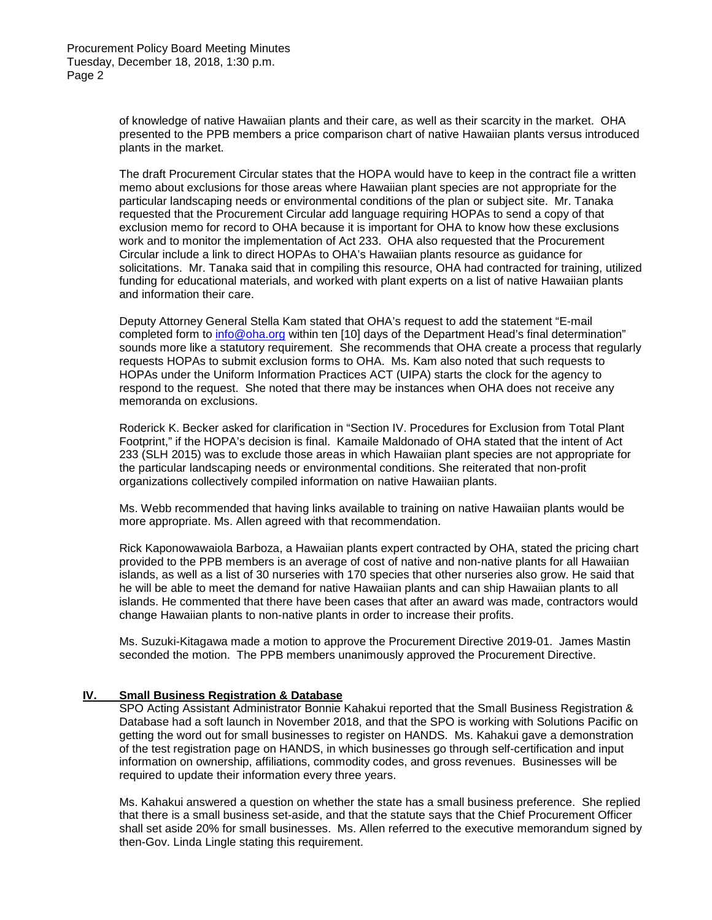of knowledge of native Hawaiian plants and their care, as well as their scarcity in the market. OHA presented to the PPB members a price comparison chart of native Hawaiian plants versus introduced plants in the market.

The draft Procurement Circular states that the HOPA would have to keep in the contract file a written memo about exclusions for those areas where Hawaiian plant species are not appropriate for the particular landscaping needs or environmental conditions of the plan or subject site. Mr. Tanaka requested that the Procurement Circular add language requiring HOPAs to send a copy of that exclusion memo for record to OHA because it is important for OHA to know how these exclusions work and to monitor the implementation of Act 233. OHA also requested that the Procurement Circular include a link to direct HOPAs to OHA's Hawaiian plants resource as guidance for solicitations. Mr. Tanaka said that in compiling this resource, OHA had contracted for training, utilized funding for educational materials, and worked with plant experts on a list of native Hawaiian plants and information their care.

Deputy Attorney General Stella Kam stated that OHA's request to add the statement "E-mail completed form to [info@oha.org](mailto:info@oha.org) within ten [10] days of the Department Head's final determination" sounds more like a statutory requirement. She recommends that OHA create a process that regularly requests HOPAs to submit exclusion forms to OHA. Ms. Kam also noted that such requests to HOPAs under the Uniform Information Practices ACT (UIPA) starts the clock for the agency to respond to the request. She noted that there may be instances when OHA does not receive any memoranda on exclusions.

Roderick K. Becker asked for clarification in "Section IV. Procedures for Exclusion from Total Plant Footprint," if the HOPA's decision is final. Kamaile Maldonado of OHA stated that the intent of Act 233 (SLH 2015) was to exclude those areas in which Hawaiian plant species are not appropriate for the particular landscaping needs or environmental conditions. She reiterated that non-profit organizations collectively compiled information on native Hawaiian plants.

Ms. Webb recommended that having links available to training on native Hawaiian plants would be more appropriate. Ms. Allen agreed with that recommendation.

Rick Kaponowawaiola Barboza, a Hawaiian plants expert contracted by OHA, stated the pricing chart provided to the PPB members is an average of cost of native and non-native plants for all Hawaiian islands, as well as a list of 30 nurseries with 170 species that other nurseries also grow. He said that he will be able to meet the demand for native Hawaiian plants and can ship Hawaiian plants to all islands. He commented that there have been cases that after an award was made, contractors would change Hawaiian plants to non-native plants in order to increase their profits.

Ms. Suzuki-Kitagawa made a motion to approve the Procurement Directive 2019-01. James Mastin seconded the motion. The PPB members unanimously approved the Procurement Directive.

## IV. Small Business Registration & Database

SPO Acting Assistant Administrator Bonnie Kahakui reported that the Small Business Registration & Database had a soft launch in November 2018, and that the SPO is working with Solutions Pacific on getting the word out for small businesses to register on HANDS. Ms. Kahakui gave a demonstration of the test registration page on HANDS, in which businesses go through self-certification and input information on ownership, affiliations, commodity codes, and gross revenues. Businesses will be required to update their information every three years.

Ms. Kahakui answered a question on whether the state has a small business preference. She replied that there is a small business set-aside, and that the statute says that the Chief Procurement Officer shall set aside 20% for small businesses. Ms. Allen referred to the executive memorandum signed by then-Gov. Linda Lingle stating this requirement.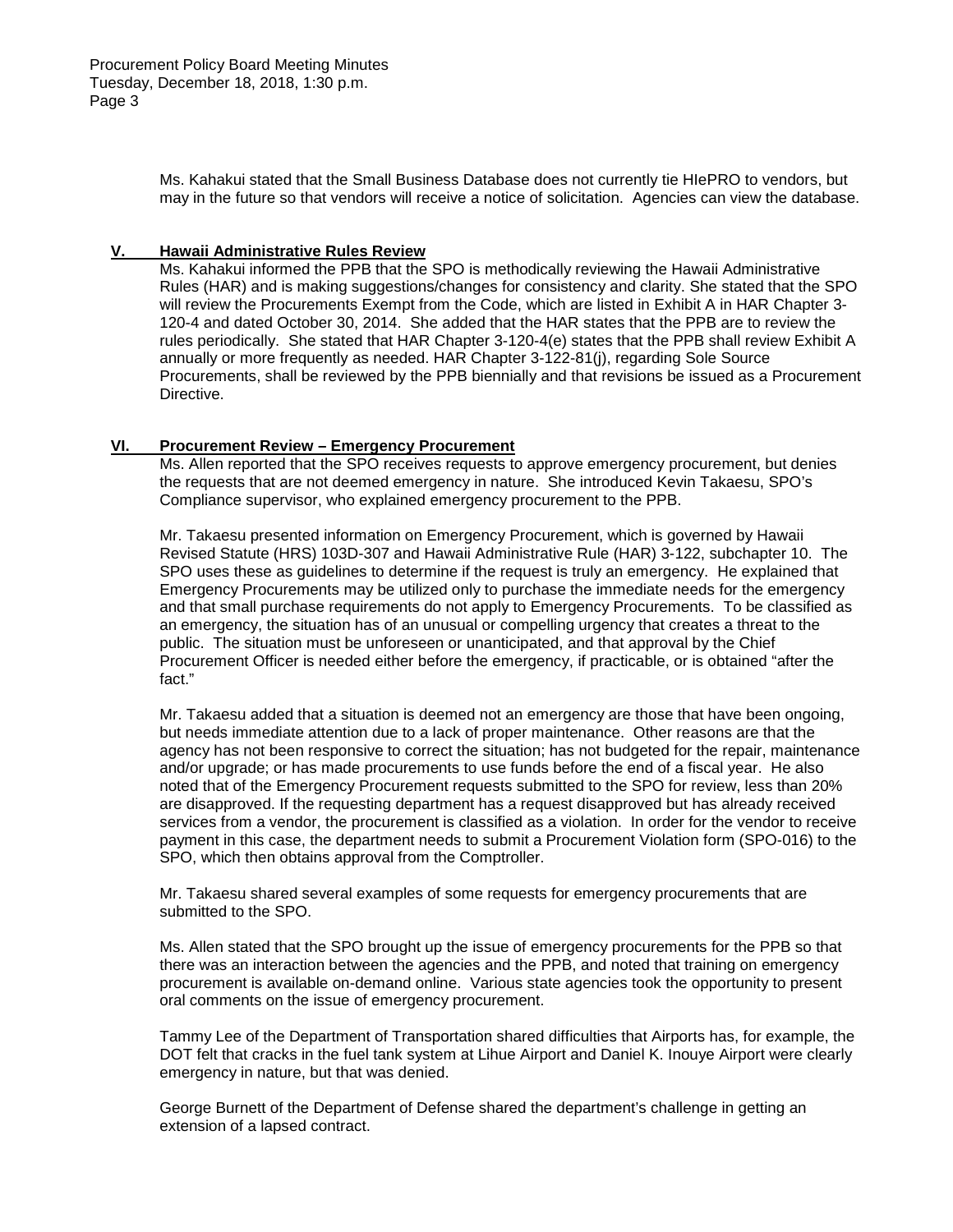Ms. Kahakui stated that the Small Business Database does not currently tie HIePRO to vendors, but may in the future so that vendors will receive a notice of solicitation. Agencies can view the database.

## V. Hawaii Administrative Rules Review

Ms. Kahakui informed the PPB that the SPO is methodically reviewing the Hawaii Administrative Rules (HAR) and is making suggestions/changes for consistency and clarity. She stated that the SPO will review the Procurements Exempt from the Code, which are listed in Exhibit A in HAR Chapter 3-120-4 and dated October 30, 2014. She added that the HAR states that the PPB are to review the rules periodically. She stated that HAR Chapter 3-120-4(e) states that the PPB shall review Exhibit A annually or more frequently as needed. HAR Chapter 3-122-81(j), regarding Sole Source Procurements, shall be reviewed by the PPB biennially and that revisions be issued as a Procurement Directive.

## VI. Procurement Review – Emergency Procurement

Ms. Allen reported that the SPO receives requests to approve emergency procurement, but denies the requests that are not deemed emergency in nature. She introduced Kevin Takaesu, SPO's Compliance supervisor, who explained emergency procurement to the PPB.

Mr. Takaesu presented information on Emergency Procurement, which is governed by Hawaii Revised Statute (HRS) 103D-307 and Hawaii Administrative Rule (HAR) 3-122, subchapter 10. The SPO uses these as guidelines to determine if the request is truly an emergency. He explained that Emergency Procurements may be utilized only to purchase the immediate needs for the emergency and that small purchase requirements do not apply to Emergency Procurements. To be classified as an emergency, the situation has of an unusual or compelling urgency that creates a threat to the public. The situation must be unforeseen or unanticipated, and that approval by the Chief Procurement Officer is needed either before the emergency, if practicable, or is obtained "after the fact."

Mr. Takaesu added that a situation is deemed not an emergency are those that have been ongoing, but needs immediate attention due to a lack of proper maintenance. Other reasons are that the agency has not been responsive to correct the situation; has not budgeted for the repair, maintenance and/or upgrade; or has made procurements to use funds before the end of a fiscal year. He also noted that of the Emergency Procurement requests submitted to the SPO for review, less than 20% are disapproved. If the requesting department has a request disapproved but has already received services from a vendor, the procurement is classified as a violation. In order for the vendor to receive payment in this case, the department needs to submit a Procurement Violation form (SPO-016) to the SPO, which then obtains approval from the Comptroller.

Mr. Takaesu shared several examples of some requests for emergency procurements that are submitted to the SPO.

Ms. Allen stated that the SPO brought up the issue of emergency procurements for the PPB so that there was an interaction between the agencies and the PPB, and noted that training on emergency procurement is available on-demand online. Various state agencies took the opportunity to present oral comments on the issue of emergency procurement.

Tammy Lee of the Department of Transportation shared difficulties that Airports has, for example, the DOT felt that cracks in the fuel tank system at Lihue Airport and Daniel K. Inouye Airport were clearly emergency in nature, but that was denied.

George Burnett of the Department of Defense shared the department's challenge in getting an extension of a lapsed contract.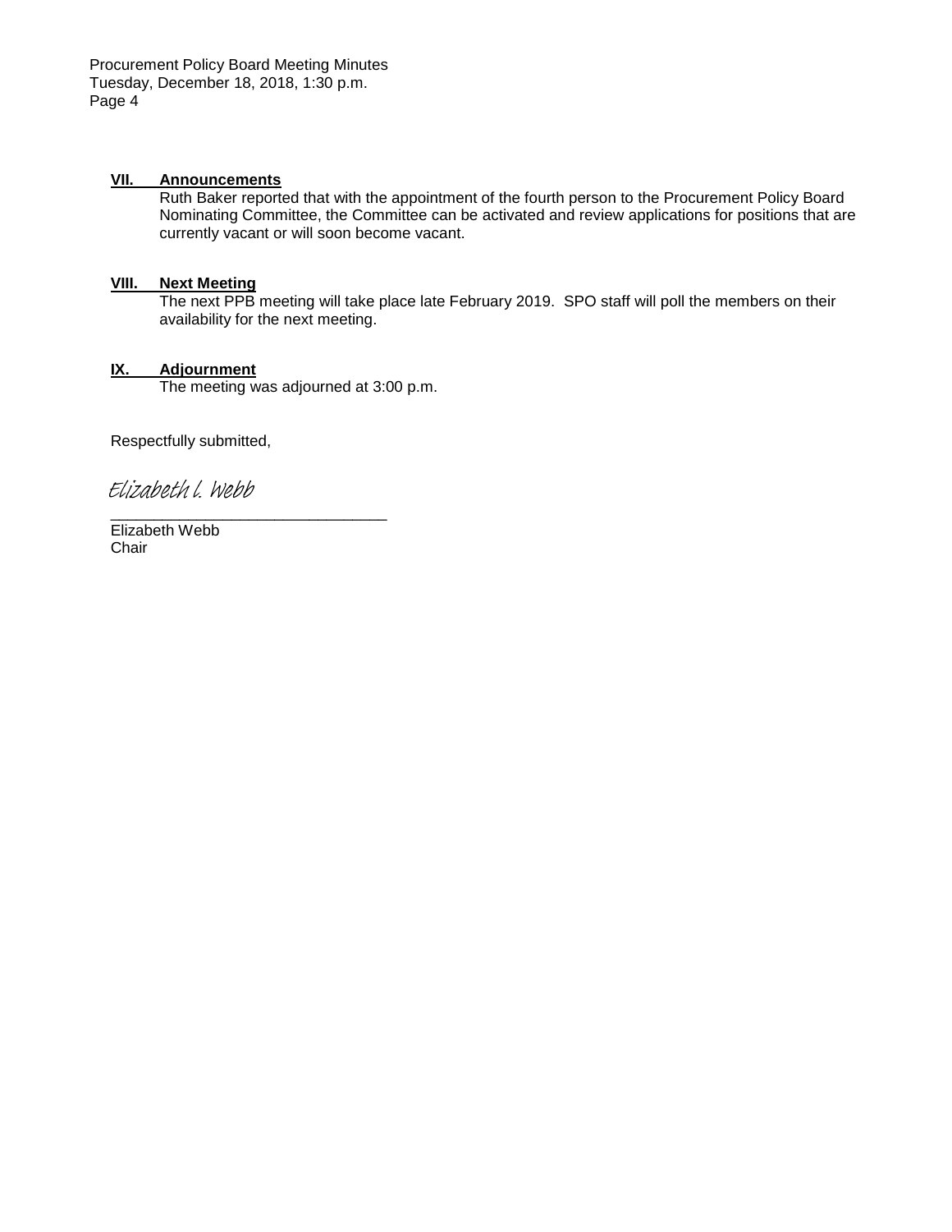## VII. Announcements

Ruth Baker reported that with the appointment of the fourth person to the Procurement Policy Board Nominating Committee, the Committee can be activated and review applications for positions that are currently vacant or will soon become vacant.

## VIII. Next Meeting

The next PPB meeting will take place late February 2019. SPO staff will poll the members on their availability for the next meeting.

## IX. Adjournment

The meeting was adjourned at 3:00 p.m.

Respectfully submitted,

Elizabeth l. Webb

_______________________________

Elizabeth Webb
Chair